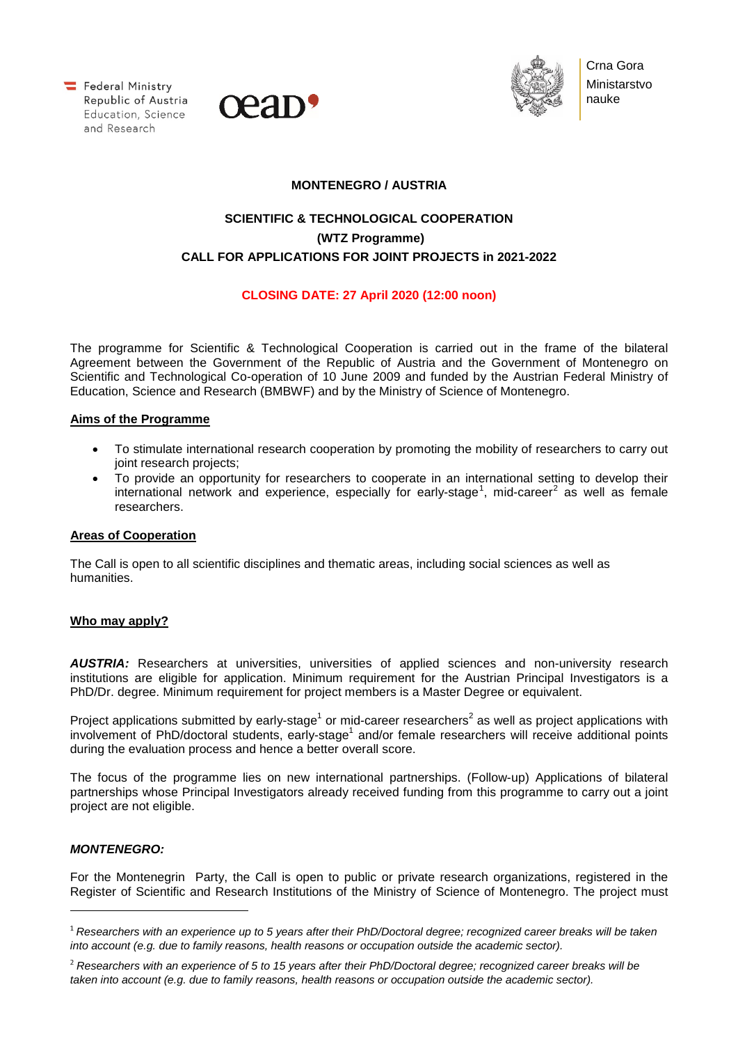Federal Ministry Republic of Austria Education, Science and Research

oead

Crna Gora Ministarstvo nauke

**MONTENEGRO / AUSTRIA**

**SCIENTIFIC & TECHNOLOGICAL COOPERATION**
**(WTZ Programme)**
**CALL FOR APPLICATIONS FOR JOINT PROJECTS in 2021-2022**

**CLOSING DATE: 27 April 2020 (12:00 noon)**

The programme for Scientific & Technological Cooperation is carried out in the frame of the bilateral Agreement between the Government of the Republic of Austria and the Government of Montenegro on Scientific and Technological Co-operation of 10 June 2009 and funded by the Austrian Federal Ministry of Education, Science and Research (BMBWF) and by the Ministry of Science of Montenegro.

## Aims of the Programme

- To stimulate international research cooperation by promoting the mobility of researchers to carry out joint research projects;
- To provide an opportunity for researchers to cooperate in an international setting to develop their international network and experience, especially for early-stage[1], mid-career[2] as well as female researchers.

## Areas of Cooperation

The Call is open to all scientific disciplines and thematic areas, including social sciences as well as humanities.

## Who may apply?

***AUSTRIA:*** Researchers at universities, universities of applied sciences and non-university research institutions are eligible for application. Minimum requirement for the Austrian Principal Investigators is a PhD/Dr. degree. Minimum requirement for project members is a Master Degree or equivalent.

Project applications submitted by early-stage[1] or mid-career researchers[2] as well as project applications with involvement of PhD/doctoral students, early-stage[1] and/or female researchers will receive additional points during the evaluation process and hence a better overall score.

The focus of the programme lies on new international partnerships. (Follow-up) Applications of bilateral partnerships whose Principal Investigators already received funding from this programme to carry out a joint project are not eligible.

***MONTENEGRO:***

For the Montenegrin Party, the Call is open to public or private research organizations, registered in the Register of Scientific and Research Institutions of the Ministry of Science of Montenegro. The project must

---

[1] *Researchers with an experience up to 5 years after their PhD/Doctoral degree; recognized career breaks will be taken into account (e.g. due to family reasons, health reasons or occupation outside the academic sector).*

[2] *Researchers with an experience of 5 to 15 years after their PhD/Doctoral degree; recognized career breaks will be taken into account (e.g. due to family reasons, health reasons or occupation outside the academic sector).*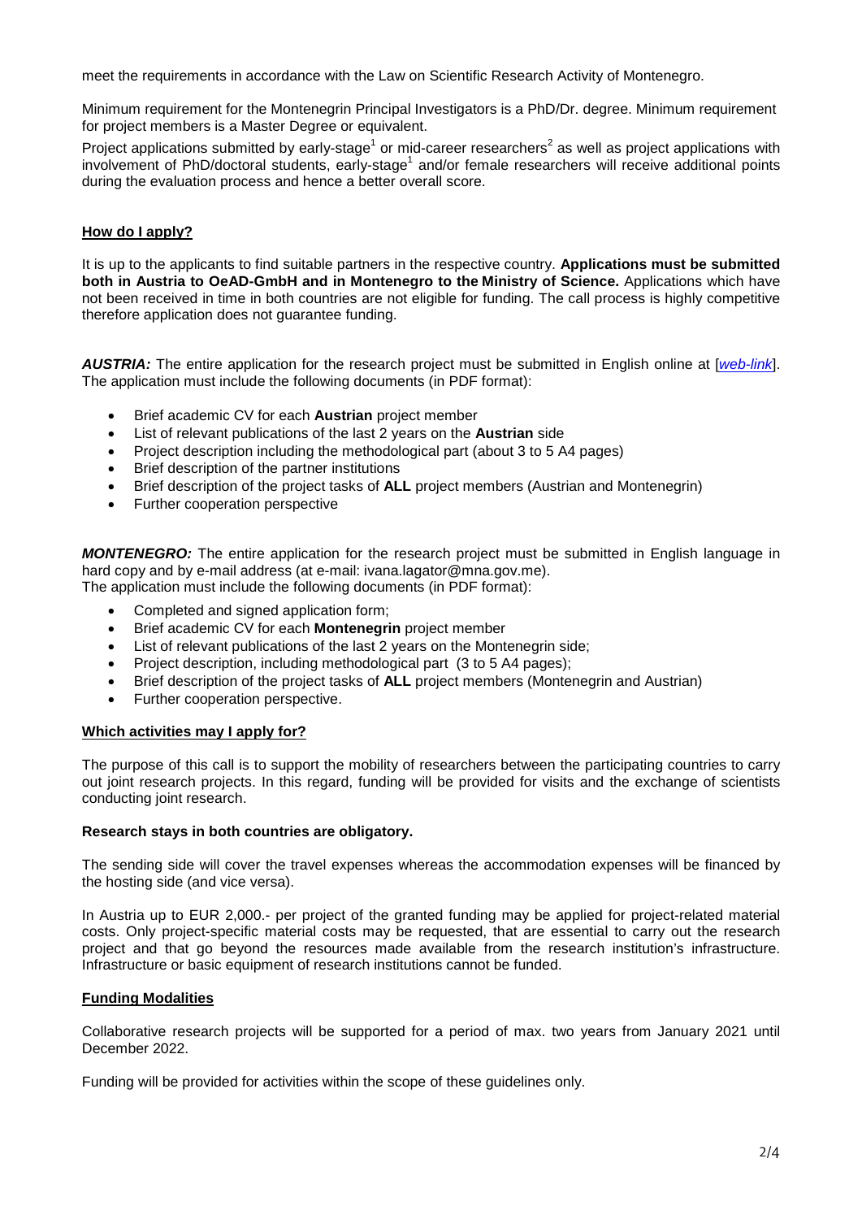meet the requirements in accordance with the Law on Scientific Research Activity of Montenegro.

Minimum requirement for the Montenegrin Principal Investigators is a PhD/Dr. degree. Minimum requirement for project members is a Master Degree or equivalent.

Project applications submitted by early-stage[1] or mid-career researchers[2] as well as project applications with involvement of PhD/doctoral students, early-stage[1] and/or female researchers will receive additional points during the evaluation process and hence a better overall score.

## How do I apply?

It is up to the applicants to find suitable partners in the respective country. **Applications must be submitted both in Austria to OeAD-GmbH and in Montenegro to the Ministry of Science.** Applications which have not been received in time in both countries are not eligible for funding. The call process is highly competitive therefore application does not guarantee funding.

***AUSTRIA:*** The entire application for the research project must be submitted in English online at [*web-link*]. The application must include the following documents (in PDF format):

- Brief academic CV for each **Austrian** project member
- List of relevant publications of the last 2 years on the **Austrian** side
- Project description including the methodological part (about 3 to 5 A4 pages)
- Brief description of the partner institutions
- Brief description of the project tasks of **ALL** project members (Austrian and Montenegrin)
- Further cooperation perspective

***MONTENEGRO:*** The entire application for the research project must be submitted in English language in hard copy and by e-mail address (at e-mail: ivana.lagator@mna.gov.me).
The application must include the following documents (in PDF format):

- Completed and signed application form;
- Brief academic CV for each **Montenegrin** project member
- List of relevant publications of the last 2 years on the Montenegrin side;
- Project description, including methodological part (3 to 5 A4 pages);
- Brief description of the project tasks of **ALL** project members (Montenegrin and Austrian)
- Further cooperation perspective.

## Which activities may I apply for?

The purpose of this call is to support the mobility of researchers between the participating countries to carry out joint research projects. In this regard, funding will be provided for visits and the exchange of scientists conducting joint research.

**Research stays in both countries are obligatory.**

The sending side will cover the travel expenses whereas the accommodation expenses will be financed by the hosting side (and vice versa).

In Austria up to EUR 2,000.- per project of the granted funding may be applied for project-related material costs. Only project-specific material costs may be requested, that are essential to carry out the research project and that go beyond the resources made available from the research institution's infrastructure. Infrastructure or basic equipment of research institutions cannot be funded.

## Funding Modalities

Collaborative research projects will be supported for a period of max. two years from January 2021 until December 2022.

Funding will be provided for activities within the scope of these guidelines only.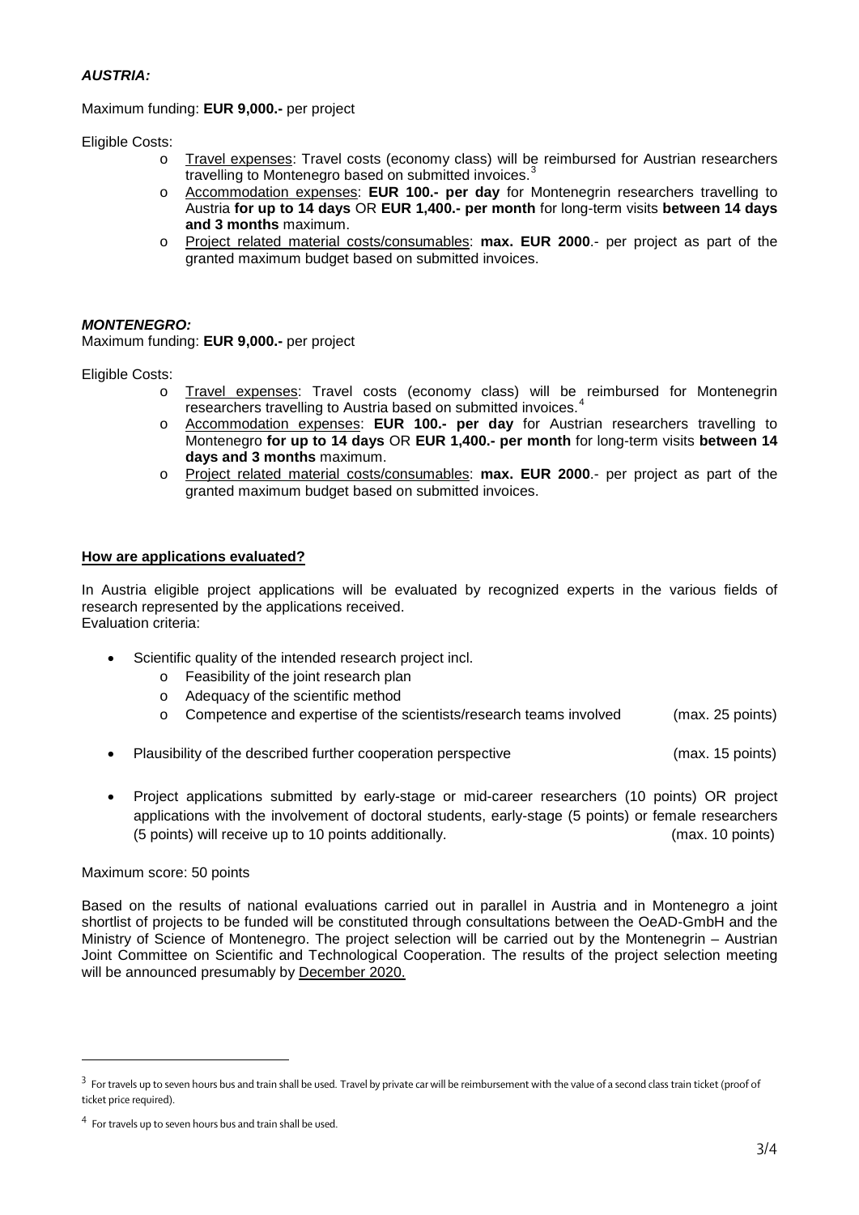***AUSTRIA:***

Maximum funding: **EUR 9,000.-** per project

Eligible Costs:

- Travel expenses: Travel costs (economy class) will be reimbursed for Austrian researchers travelling to Montenegro based on submitted invoices.[3]
- Accommodation expenses: **EUR 100.- per day** for Montenegrin researchers travelling to Austria **for up to 14 days** OR **EUR 1,400.- per month** for long-term visits **between 14 days and 3 months** maximum.
- Project related material costs/consumables: **max. EUR 2000**.- per project as part of the granted maximum budget based on submitted invoices.

***MONTENEGRO:***

Maximum funding: **EUR 9,000.-** per project

Eligible Costs:

- Travel expenses: Travel costs (economy class) will be reimbursed for Montenegrin researchers travelling to Austria based on submitted invoices.[4]
- Accommodation expenses: **EUR 100.- per day** for Austrian researchers travelling to Montenegro **for up to 14 days** OR **EUR 1,400.- per month** for long-term visits **between 14 days and 3 months** maximum.
- Project related material costs/consumables: **max. EUR 2000**.- per project as part of the granted maximum budget based on submitted invoices.

**How are applications evaluated?**

In Austria eligible project applications will be evaluated by recognized experts in the various fields of research represented by the applications received.
Evaluation criteria:

- Scientific quality of the intended research project incl.
  - Feasibility of the joint research plan
  - Adequacy of the scientific method
  - Competence and expertise of the scientists/research teams involved (max. 25 points)
- Plausibility of the described further cooperation perspective (max. 15 points)
- Project applications submitted by early-stage or mid-career researchers (10 points) OR project applications with the involvement of doctoral students, early-stage (5 points) or female researchers (5 points) will receive up to 10 points additionally. (max. 10 points)

Maximum score: 50 points

Based on the results of national evaluations carried out in parallel in Austria and in Montenegro a joint shortlist of projects to be funded will be constituted through consultations between the OeAD-GmbH and the Ministry of Science of Montenegro. The project selection will be carried out by the Montenegrin – Austrian Joint Committee on Scientific and Technological Cooperation. The results of the project selection meeting will be announced presumably by December 2020.

---

[3] For travels up to seven hours bus and train shall be used. Travel by private car will be reimbursement with the value of a second class train ticket (proof of ticket price required).

[4] For travels up to seven hours bus and train shall be used.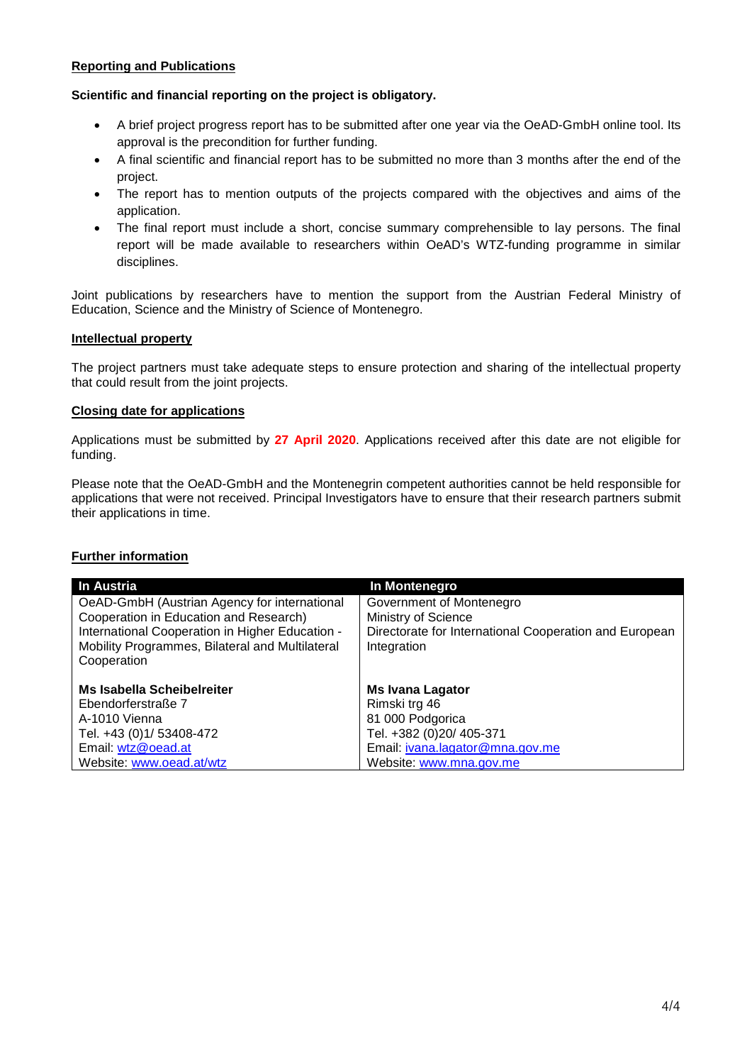## Reporting and Publications

**Scientific and financial reporting on the project is obligatory.**

- A brief project progress report has to be submitted after one year via the OeAD-GmbH online tool. Its approval is the precondition for further funding.
- A final scientific and financial report has to be submitted no more than 3 months after the end of the project.
- The report has to mention outputs of the projects compared with the objectives and aims of the application.
- The final report must include a short, concise summary comprehensible to lay persons. The final report will be made available to researchers within OeAD's WTZ-funding programme in similar disciplines.

Joint publications by researchers have to mention the support from the Austrian Federal Ministry of Education, Science and the Ministry of Science of Montenegro.

## Intellectual property

The project partners must take adequate steps to ensure protection and sharing of the intellectual property that could result from the joint projects.

## Closing date for applications

Applications must be submitted by **27 April 2020**. Applications received after this date are not eligible for funding.

Please note that the OeAD-GmbH and the Montenegrin competent authorities cannot be held responsible for applications that were not received. Principal Investigators have to ensure that their research partners submit their applications in time.

## Further information

| In Austria | In Montenegro |
|---|---|
| OeAD-GmbH (Austrian Agency for international Cooperation in Education and Research)<br>International Cooperation in Higher Education - Mobility Programmes, Bilateral and Multilateral Cooperation | Government of Montenegro<br>Ministry of Science<br>Directorate for International Cooperation and European Integration |
| **Ms Isabella Scheibelreiter**<br>Ebendorferstraße 7<br>A-1010 Vienna<br>Tel. +43 (0)1/ 53408-472<br>Email: wtz@oead.at<br>Website: www.oead.at/wtz | **Ms Ivana Lagator**<br>Rimski trg 46<br>81 000 Podgorica<br>Tel. +382 (0)20/ 405-371<br>Email: ivana.lagator@mna.gov.me<br>Website: www.mna.gov.me |